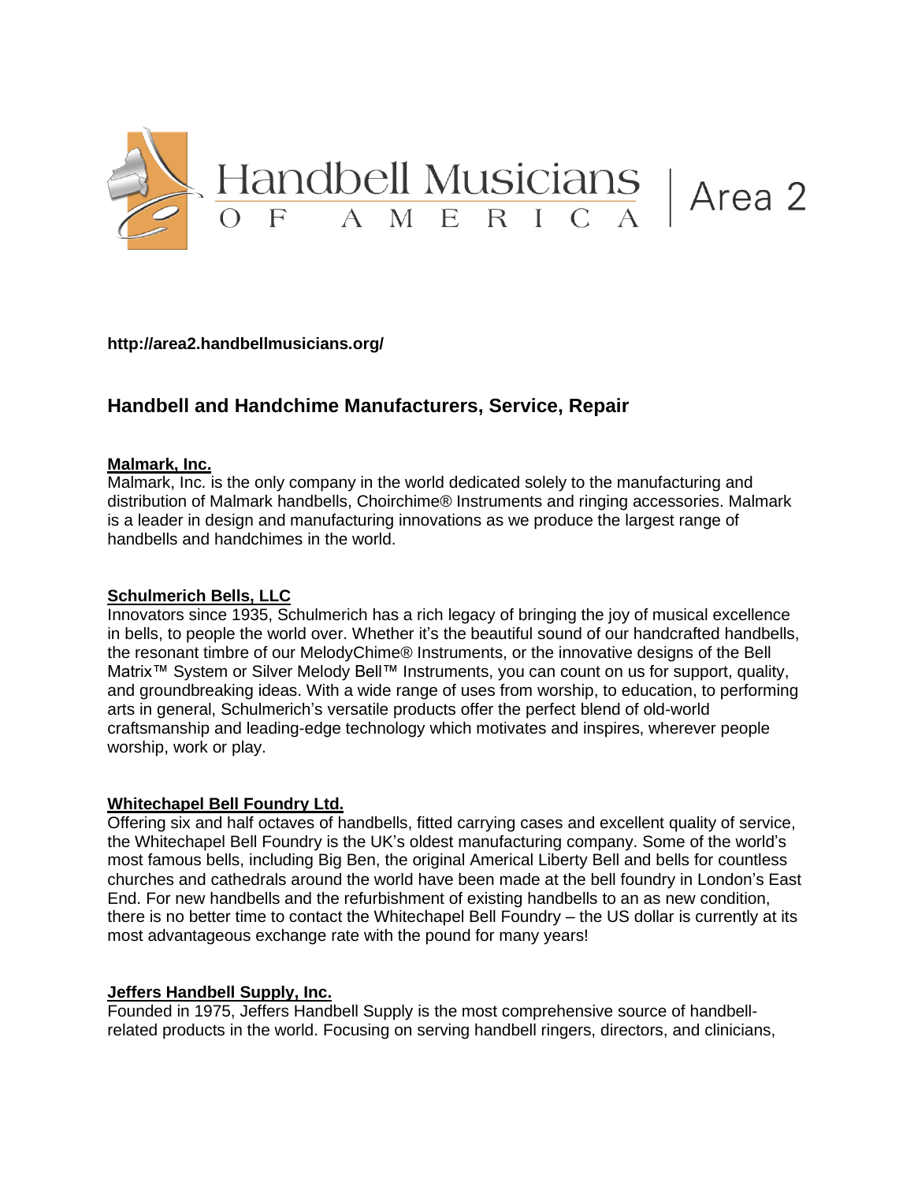Handbell Musicians of America | Area 2

**http://area2.handbellmusicians.org/**

## Handbell and Handchime Manufacturers, Service, Repair

### Malmark, Inc.

Malmark, Inc. is the only company in the world dedicated solely to the manufacturing and distribution of Malmark handbells, Choirchime® Instruments and ringing accessories. Malmark is a leader in design and manufacturing innovations as we produce the largest range of handbells and handchimes in the world.

### Schulmerich Bells, LLC

Innovators since 1935, Schulmerich has a rich legacy of bringing the joy of musical excellence in bells, to people the world over. Whether it's the beautiful sound of our handcrafted handbells, the resonant timbre of our MelodyChime® Instruments, or the innovative designs of the Bell Matrix™ System or Silver Melody Bell™ Instruments, you can count on us for support, quality, and groundbreaking ideas. With a wide range of uses from worship, to education, to performing arts in general, Schulmerich's versatile products offer the perfect blend of old-world craftsmanship and leading-edge technology which motivates and inspires, wherever people worship, work or play.

### Whitechapel Bell Foundry Ltd.

Offering six and half octaves of handbells, fitted carrying cases and excellent quality of service, the Whitechapel Bell Foundry is the UK's oldest manufacturing company. Some of the world's most famous bells, including Big Ben, the original Americal Liberty Bell and bells for countless churches and cathedrals around the world have been made at the bell foundry in London's East End. For new handbells and the refurbishment of existing handbells to an as new condition, there is no better time to contact the Whitechapel Bell Foundry – the US dollar is currently at its most advantageous exchange rate with the pound for many years!

### Jeffers Handbell Supply, Inc.

Founded in 1975, Jeffers Handbell Supply is the most comprehensive source of handbell-related products in the world. Focusing on serving handbell ringers, directors, and clinicians,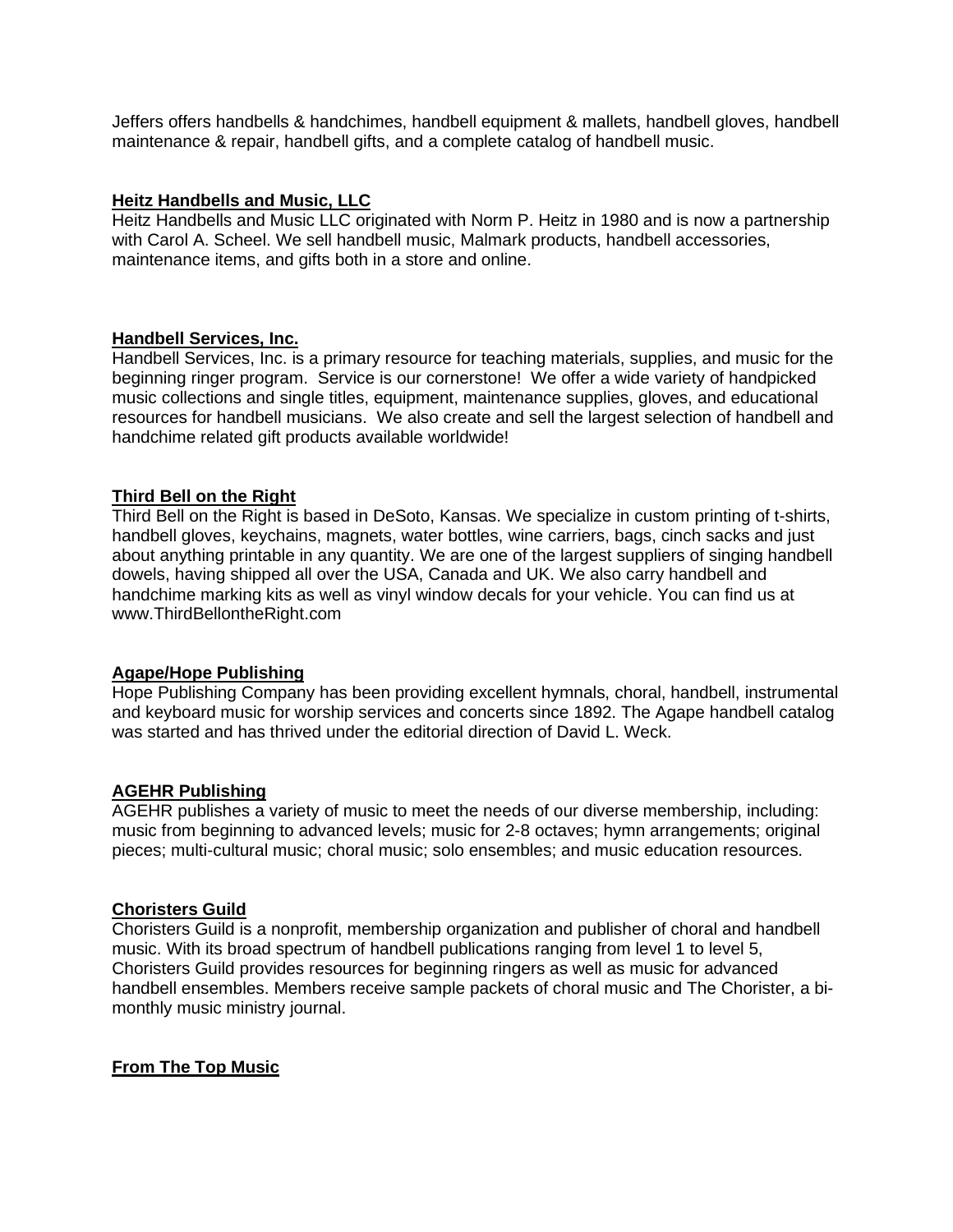Jeffers offers handbells & handchimes, handbell equipment & mallets, handbell gloves, handbell maintenance & repair, handbell gifts, and a complete catalog of handbell music.

**Heitz Handbells and Music, LLC**

Heitz Handbells and Music LLC originated with Norm P. Heitz in 1980 and is now a partnership with Carol A. Scheel. We sell handbell music, Malmark products, handbell accessories, maintenance items, and gifts both in a store and online.

**Handbell Services, Inc.**

Handbell Services, Inc. is a primary resource for teaching materials, supplies, and music for the beginning ringer program. Service is our cornerstone! We offer a wide variety of handpicked music collections and single titles, equipment, maintenance supplies, gloves, and educational resources for handbell musicians. We also create and sell the largest selection of handbell and handchime related gift products available worldwide!

**Third Bell on the Right**

Third Bell on the Right is based in DeSoto, Kansas. We specialize in custom printing of t-shirts, handbell gloves, keychains, magnets, water bottles, wine carriers, bags, cinch sacks and just about anything printable in any quantity. We are one of the largest suppliers of singing handbell dowels, having shipped all over the USA, Canada and UK. We also carry handbell and handchime marking kits as well as vinyl window decals for your vehicle. You can find us at www.ThirdBellontheRight.com

**Agape/Hope Publishing**

Hope Publishing Company has been providing excellent hymnals, choral, handbell, instrumental and keyboard music for worship services and concerts since 1892. The Agape handbell catalog was started and has thrived under the editorial direction of David L. Weck.

**AGEHR Publishing**

AGEHR publishes a variety of music to meet the needs of our diverse membership, including: music from beginning to advanced levels; music for 2-8 octaves; hymn arrangements; original pieces; multi-cultural music; choral music; solo ensembles; and music education resources.

**Choristers Guild**

Choristers Guild is a nonprofit, membership organization and publisher of choral and handbell music. With its broad spectrum of handbell publications ranging from level 1 to level 5, Choristers Guild provides resources for beginning ringers as well as music for advanced handbell ensembles. Members receive sample packets of choral music and The Chorister, a bi-monthly music ministry journal.

**From The Top Music**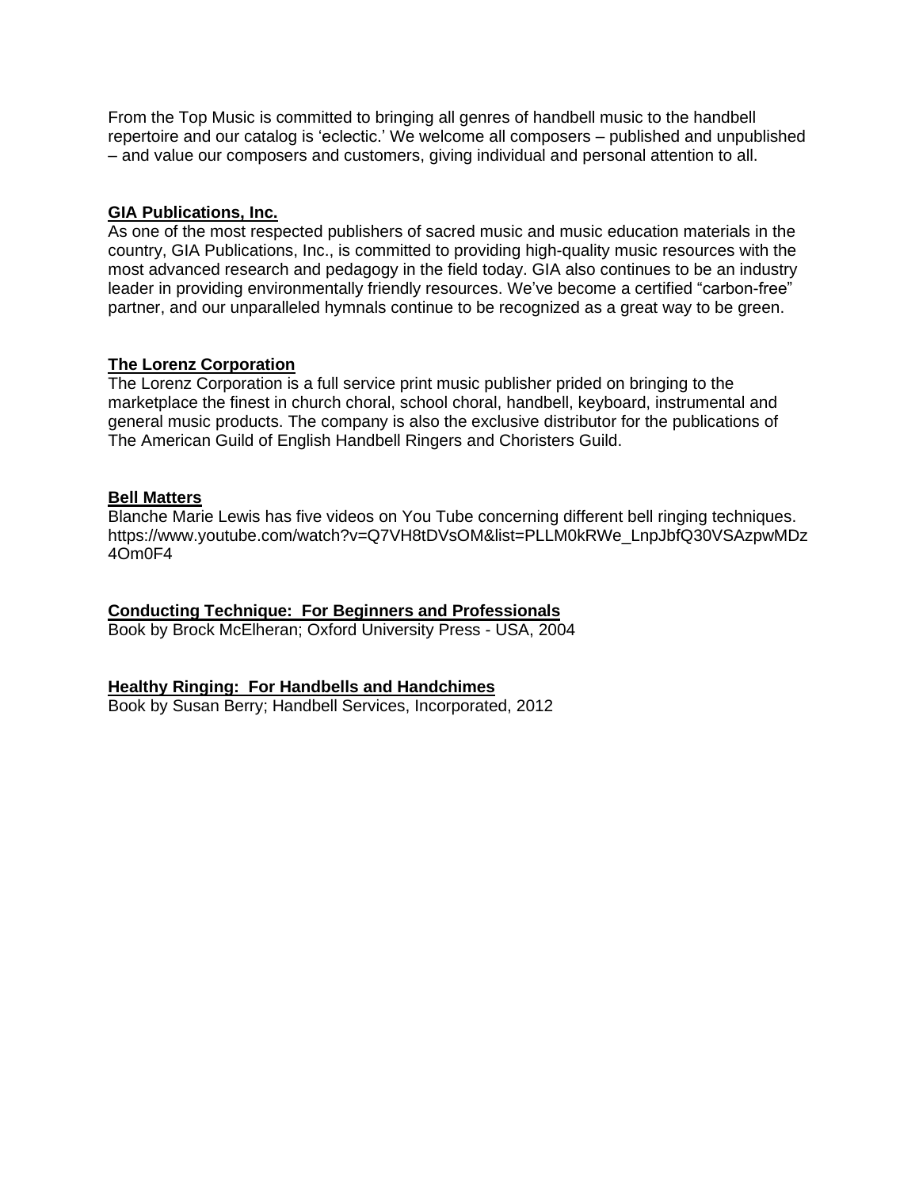From the Top Music is committed to bringing all genres of handbell music to the handbell repertoire and our catalog is 'eclectic.' We welcome all composers – published and unpublished – and value our composers and customers, giving individual and personal attention to all.

**GIA Publications, Inc.**

As one of the most respected publishers of sacred music and music education materials in the country, GIA Publications, Inc., is committed to providing high-quality music resources with the most advanced research and pedagogy in the field today. GIA also continues to be an industry leader in providing environmentally friendly resources. We've become a certified "carbon-free" partner, and our unparalleled hymnals continue to be recognized as a great way to be green.

**The Lorenz Corporation**

The Lorenz Corporation is a full service print music publisher prided on bringing to the marketplace the finest in church choral, school choral, handbell, keyboard, instrumental and general music products. The company is also the exclusive distributor for the publications of The American Guild of English Handbell Ringers and Choristers Guild.

**Bell Matters**

Blanche Marie Lewis has five videos on You Tube concerning different bell ringing techniques. https://www.youtube.com/watch?v=Q7VH8tDVsOM&list=PLLM0kRWe_LnpJbfQ30VSAzpwMDz4Om0F4

**Conducting Technique: For Beginners and Professionals**

Book by Brock McElheran; Oxford University Press - USA, 2004

**Healthy Ringing: For Handbells and Handchimes**

Book by Susan Berry; Handbell Services, Incorporated, 2012